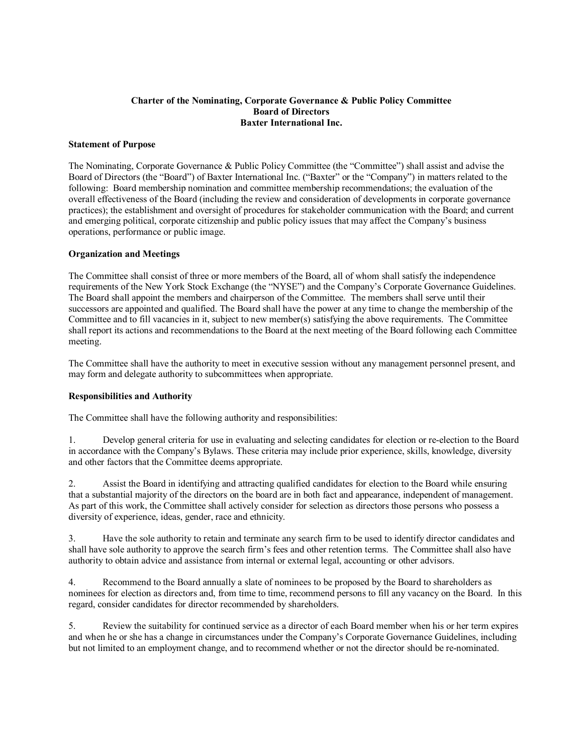# Charter of the Nominating, Corporate Governance & Public Policy Committee
## Board of Directors
## Baxter International Inc.

### Statement of Purpose

The Nominating, Corporate Governance & Public Policy Committee (the "Committee") shall assist and advise the Board of Directors (the "Board") of Baxter International Inc. ("Baxter" or the "Company") in matters related to the following: Board membership nomination and committee membership recommendations; the evaluation of the overall effectiveness of the Board (including the review and consideration of developments in corporate governance practices); the establishment and oversight of procedures for stakeholder communication with the Board; and current and emerging political, corporate citizenship and public policy issues that may affect the Company's business operations, performance or public image.

### Organization and Meetings

The Committee shall consist of three or more members of the Board, all of whom shall satisfy the independence requirements of the New York Stock Exchange (the "NYSE") and the Company's Corporate Governance Guidelines. The Board shall appoint the members and chairperson of the Committee. The members shall serve until their successors are appointed and qualified. The Board shall have the power at any time to change the membership of the Committee and to fill vacancies in it, subject to new member(s) satisfying the above requirements. The Committee shall report its actions and recommendations to the Board at the next meeting of the Board following each Committee meeting.

The Committee shall have the authority to meet in executive session without any management personnel present, and may form and delegate authority to subcommittees when appropriate.

### Responsibilities and Authority

The Committee shall have the following authority and responsibilities:

1. Develop general criteria for use in evaluating and selecting candidates for election or re-election to the Board in accordance with the Company's Bylaws. These criteria may include prior experience, skills, knowledge, diversity and other factors that the Committee deems appropriate.

2. Assist the Board in identifying and attracting qualified candidates for election to the Board while ensuring that a substantial majority of the directors on the board are in both fact and appearance, independent of management. As part of this work, the Committee shall actively consider for selection as directors those persons who possess a diversity of experience, ideas, gender, race and ethnicity.

3. Have the sole authority to retain and terminate any search firm to be used to identify director candidates and shall have sole authority to approve the search firm's fees and other retention terms. The Committee shall also have authority to obtain advice and assistance from internal or external legal, accounting or other advisors.

4. Recommend to the Board annually a slate of nominees to be proposed by the Board to shareholders as nominees for election as directors and, from time to time, recommend persons to fill any vacancy on the Board. In this regard, consider candidates for director recommended by shareholders.

5. Review the suitability for continued service as a director of each Board member when his or her term expires and when he or she has a change in circumstances under the Company's Corporate Governance Guidelines, including but not limited to an employment change, and to recommend whether or not the director should be re-nominated.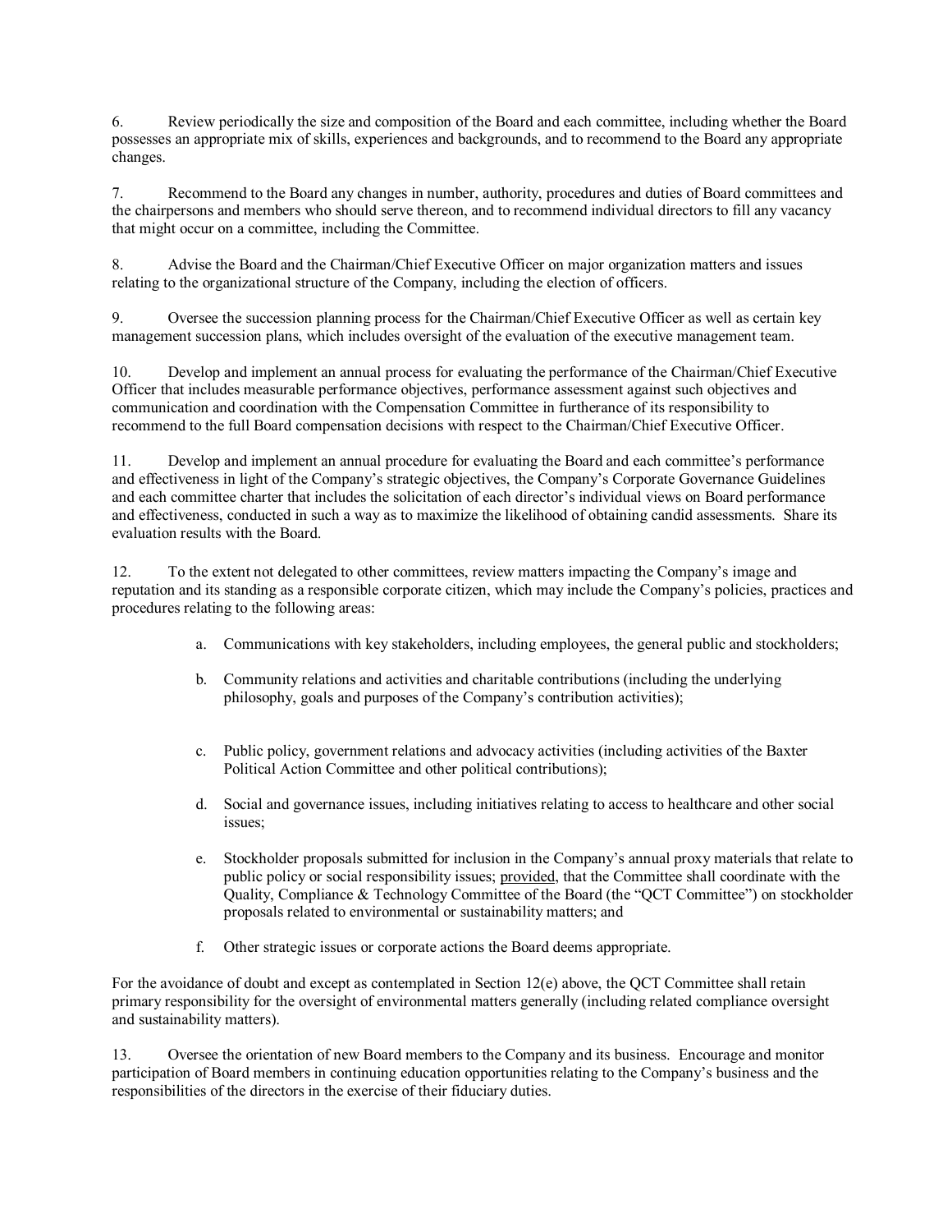6. Review periodically the size and composition of the Board and each committee, including whether the Board possesses an appropriate mix of skills, experiences and backgrounds, and to recommend to the Board any appropriate changes.

7. Recommend to the Board any changes in number, authority, procedures and duties of Board committees and the chairpersons and members who should serve thereon, and to recommend individual directors to fill any vacancy that might occur on a committee, including the Committee.

8. Advise the Board and the Chairman/Chief Executive Officer on major organization matters and issues relating to the organizational structure of the Company, including the election of officers.

9. Oversee the succession planning process for the Chairman/Chief Executive Officer as well as certain key management succession plans, which includes oversight of the evaluation of the executive management team.

10. Develop and implement an annual process for evaluating the performance of the Chairman/Chief Executive Officer that includes measurable performance objectives, performance assessment against such objectives and communication and coordination with the Compensation Committee in furtherance of its responsibility to recommend to the full Board compensation decisions with respect to the Chairman/Chief Executive Officer.

11. Develop and implement an annual procedure for evaluating the Board and each committee's performance and effectiveness in light of the Company's strategic objectives, the Company's Corporate Governance Guidelines and each committee charter that includes the solicitation of each director's individual views on Board performance and effectiveness, conducted in such a way as to maximize the likelihood of obtaining candid assessments. Share its evaluation results with the Board.

12. To the extent not delegated to other committees, review matters impacting the Company's image and reputation and its standing as a responsible corporate citizen, which may include the Company's policies, practices and procedures relating to the following areas:

   a. Communications with key stakeholders, including employees, the general public and stockholders;

   b. Community relations and activities and charitable contributions (including the underlying philosophy, goals and purposes of the Company's contribution activities);

   c. Public policy, government relations and advocacy activities (including activities of the Baxter Political Action Committee and other political contributions);

   d. Social and governance issues, including initiatives relating to access to healthcare and other social issues;

   e. Stockholder proposals submitted for inclusion in the Company's annual proxy materials that relate to public policy or social responsibility issues; provided, that the Committee shall coordinate with the Quality, Compliance & Technology Committee of the Board (the "QCT Committee") on stockholder proposals related to environmental or sustainability matters; and

   f. Other strategic issues or corporate actions the Board deems appropriate.

For the avoidance of doubt and except as contemplated in Section 12(e) above, the QCT Committee shall retain primary responsibility for the oversight of environmental matters generally (including related compliance oversight and sustainability matters).

13. Oversee the orientation of new Board members to the Company and its business. Encourage and monitor participation of Board members in continuing education opportunities relating to the Company's business and the responsibilities of the directors in the exercise of their fiduciary duties.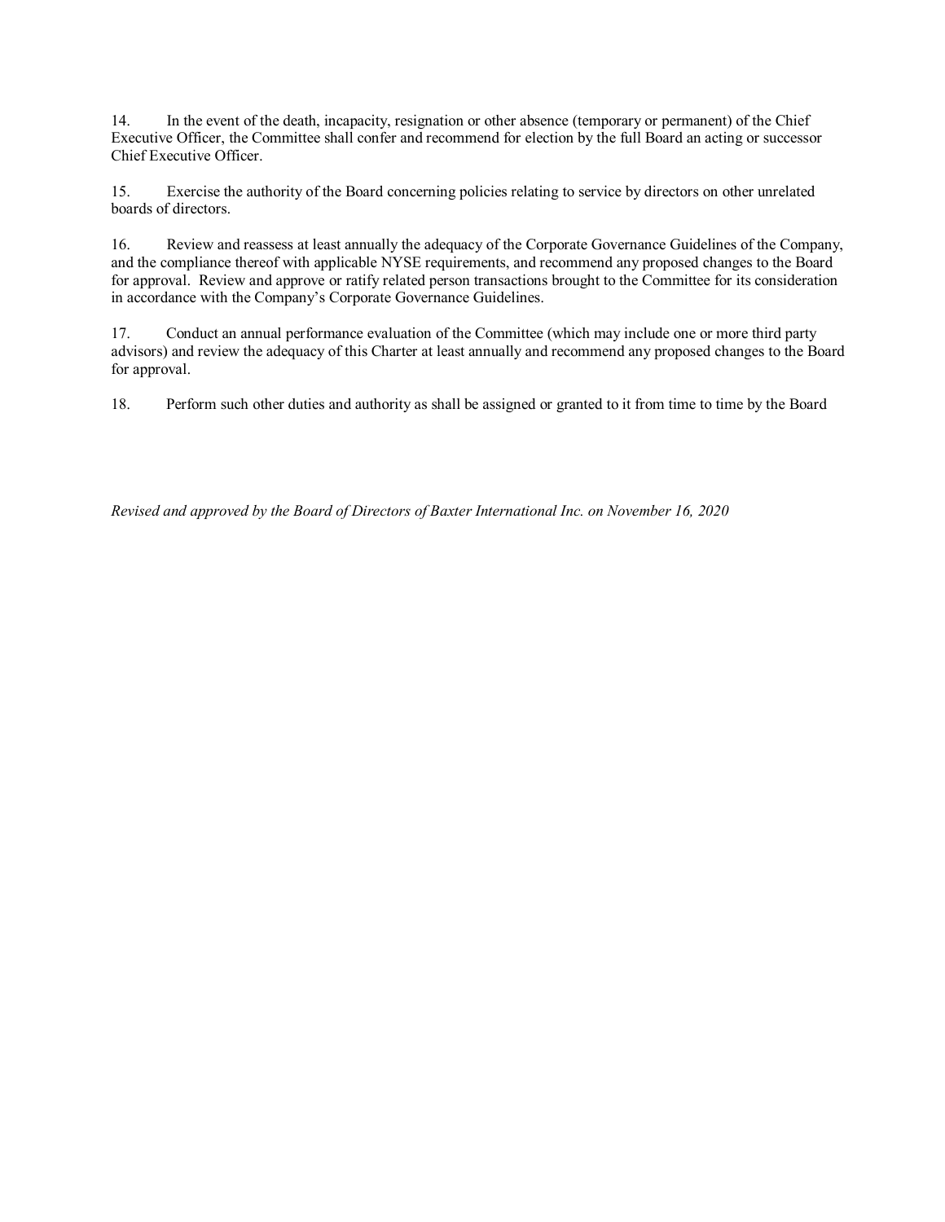14. In the event of the death, incapacity, resignation or other absence (temporary or permanent) of the Chief Executive Officer, the Committee shall confer and recommend for election by the full Board an acting or successor Chief Executive Officer.

15. Exercise the authority of the Board concerning policies relating to service by directors on other unrelated boards of directors.

16. Review and reassess at least annually the adequacy of the Corporate Governance Guidelines of the Company, and the compliance thereof with applicable NYSE requirements, and recommend any proposed changes to the Board for approval. Review and approve or ratify related person transactions brought to the Committee for its consideration in accordance with the Company's Corporate Governance Guidelines.

17. Conduct an annual performance evaluation of the Committee (which may include one or more third party advisors) and review the adequacy of this Charter at least annually and recommend any proposed changes to the Board for approval.

18. Perform such other duties and authority as shall be assigned or granted to it from time to time by the Board

*Revised and approved by the Board of Directors of Baxter International Inc. on November 16, 2020*